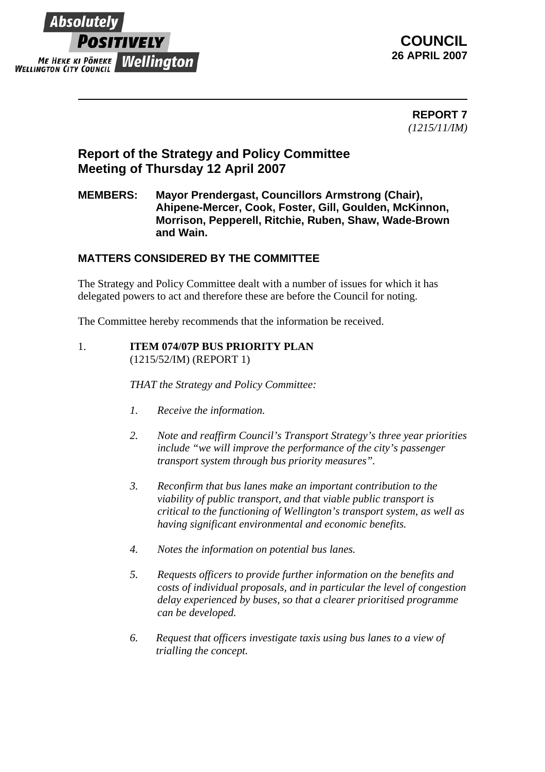Absolutely **POSITIVELY** **Wellington**
ME HEKE KI PŌNEKE
WELLINGTON CITY COUNCIL

**COUNCIL**
**26 APRIL 2007**

---

**REPORT 7**
*(1215/11/IM)*

## Report of the Strategy and Policy Committee
## Meeting of Thursday 12 April 2007

**MEMBERS:** **Mayor Prendergast, Councillors Armstrong (Chair), Ahipene-Mercer, Cook, Foster, Gill, Goulden, McKinnon, Morrison, Pepperell, Ritchie, Ruben, Shaw, Wade-Brown and Wain.**

### MATTERS CONSIDERED BY THE COMMITTEE

The Strategy and Policy Committee dealt with a number of issues for which it has delegated powers to act and therefore these are before the Council for noting.

The Committee hereby recommends that the information be received.

1. **ITEM 074/07P BUS PRIORITY PLAN**
   (1215/52/IM) (REPORT 1)

   *THAT the Strategy and Policy Committee:*

   1. *Receive the information.*

   2. *Note and reaffirm Council's Transport Strategy's three year priorities include "we will improve the performance of the city's passenger transport system through bus priority measures".*

   3. *Reconfirm that bus lanes make an important contribution to the viability of public transport, and that viable public transport is critical to the functioning of Wellington's transport system, as well as having significant environmental and economic benefits.*

   4. *Notes the information on potential bus lanes.*

   5. *Requests officers to provide further information on the benefits and costs of individual proposals, and in particular the level of congestion delay experienced by buses, so that a clearer prioritised programme can be developed.*

   6. *Request that officers investigate taxis using bus lanes to a view of trialling the concept.*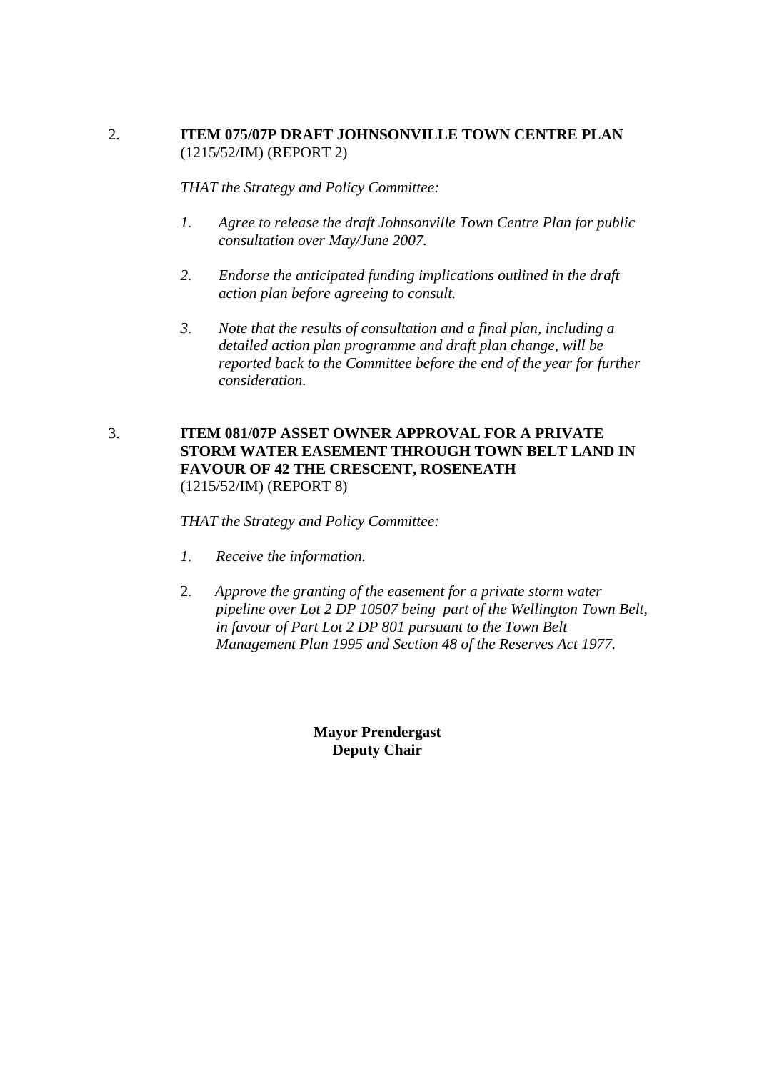2. **ITEM 075/07P DRAFT JOHNSONVILLE TOWN CENTRE PLAN**
(1215/52/IM) (REPORT 2)

*THAT the Strategy and Policy Committee:*

1. *Agree to release the draft Johnsonville Town Centre Plan for public consultation over May/June 2007.*

2. *Endorse the anticipated funding implications outlined in the draft action plan before agreeing to consult.*

3. *Note that the results of consultation and a final plan, including a detailed action plan programme and draft plan change, will be reported back to the Committee before the end of the year for further consideration.*

3. **ITEM 081/07P ASSET OWNER APPROVAL FOR A PRIVATE STORM WATER EASEMENT THROUGH TOWN BELT LAND IN FAVOUR OF 42 THE CRESCENT, ROSENEATH**
(1215/52/IM) (REPORT 8)

*THAT the Strategy and Policy Committee:*

1. *Receive the information.*

2. *Approve the granting of the easement for a private storm water pipeline over Lot 2 DP 10507 being part of the Wellington Town Belt, in favour of Part Lot 2 DP 801 pursuant to the Town Belt Management Plan 1995 and Section 48 of the Reserves Act 1977.*

**Mayor Prendergast**
**Deputy Chair**